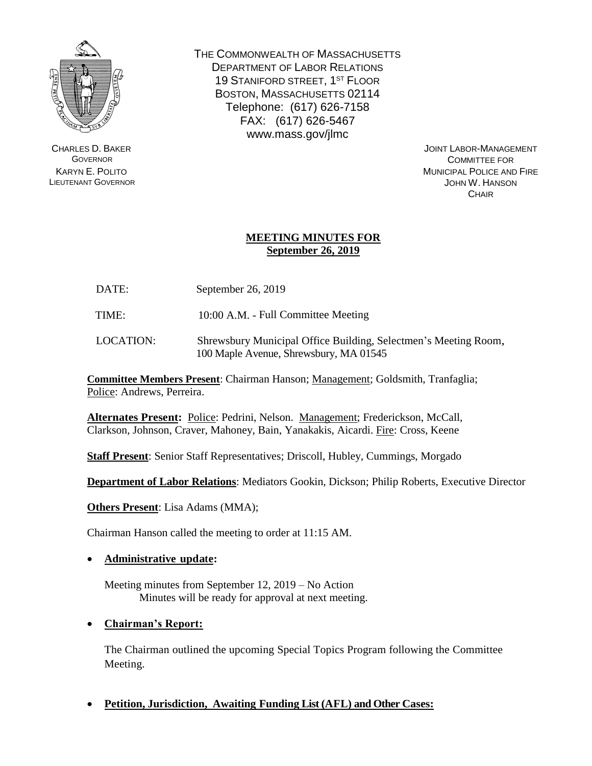THE COMMONWEALTH OF MASSACHUSETTS
DEPARTMENT OF LABOR RELATIONS
19 STANIFORD STREET, 1ST FLOOR
BOSTON, MASSACHUSETTS 02114
Telephone: (617) 626-7158
FAX: (617) 626-5467
www.mass.gov/jlmc

CHARLES D. BAKER
GOVERNOR
KARYN E. POLITO
LIEUTENANT GOVERNOR

JOINT LABOR-MANAGEMENT
COMMITTEE FOR
MUNICIPAL POLICE AND FIRE
JOHN W. HANSON
CHAIR

## MEETING MINUTES FOR September 26, 2019

DATE: September 26, 2019

TIME: 10:00 A.M. - Full Committee Meeting

LOCATION: Shrewsbury Municipal Office Building, Selectmen's Meeting Room, 100 Maple Avenue, Shrewsbury, MA 01545

**Committee Members Present**: Chairman Hanson; Management; Goldsmith, Tranfaglia; Police: Andrews, Perreira.

**Alternates Present:** Police: Pedrini, Nelson. Management; Frederickson, McCall, Clarkson, Johnson, Craver, Mahoney, Bain, Yanakakis, Aicardi. Fire: Cross, Keene

**Staff Present**: Senior Staff Representatives; Driscoll, Hubley, Cummings, Morgado

**Department of Labor Relations**: Mediators Gookin, Dickson; Philip Roberts, Executive Director

**Others Present**: Lisa Adams (MMA);

Chairman Hanson called the meeting to order at 11:15 AM.

- **Administrative update:**

  Meeting minutes from September 12, 2019 – No Action
  Minutes will be ready for approval at next meeting.

- **Chairman's Report:**

  The Chairman outlined the upcoming Special Topics Program following the Committee Meeting.

- **Petition, Jurisdiction, Awaiting Funding List (AFL) and Other Cases:**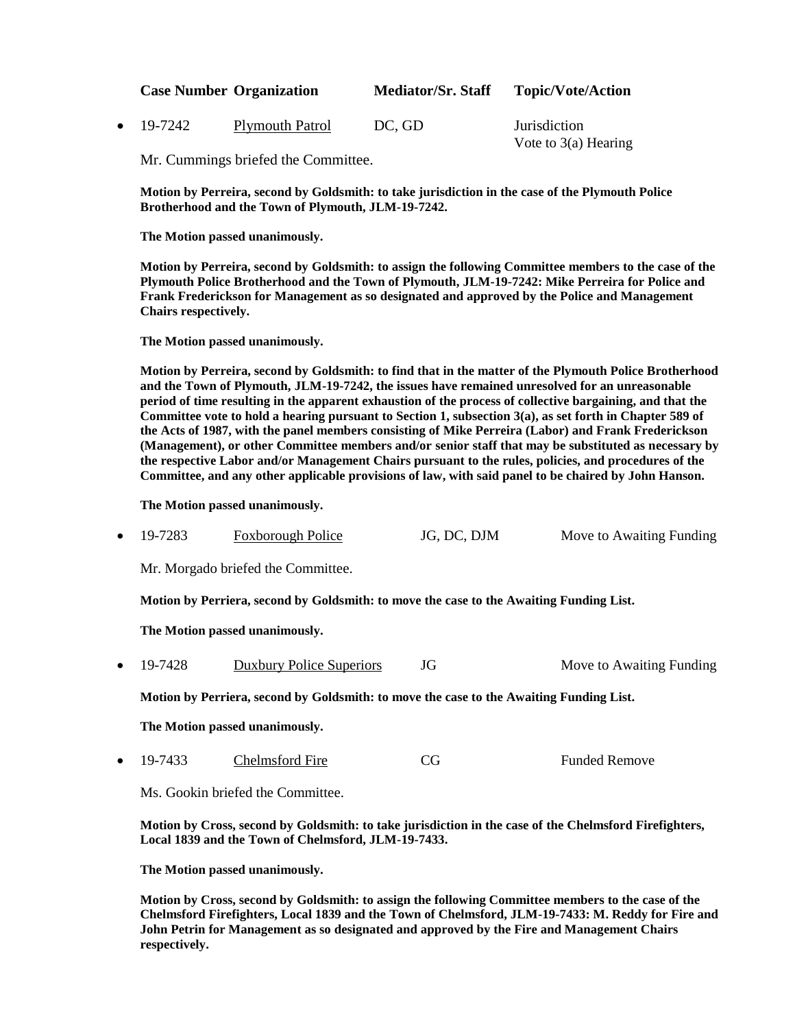| Case Number | Organization | Mediator/Sr. Staff | Topic/Vote/Action |
|---|---|---|---|

- 19-7242 | Plymouth Patrol | DC, GD | Jurisdiction<br>Vote to 3(a) Hearing

Mr. Cummings briefed the Committee.

**Motion by Perreira, second by Goldsmith: to take jurisdiction in the case of the Plymouth Police Brotherhood and the Town of Plymouth, JLM-19-7242.**

**The Motion passed unanimously.**

**Motion by Perreira, second by Goldsmith: to assign the following Committee members to the case of the Plymouth Police Brotherhood and the Town of Plymouth, JLM-19-7242: Mike Perreira for Police and Frank Frederickson for Management as so designated and approved by the Police and Management Chairs respectively.**

**The Motion passed unanimously.**

**Motion by Perreira, second by Goldsmith: to find that in the matter of the Plymouth Police Brotherhood and the Town of Plymouth, JLM-19-7242, the issues have remained unresolved for an unreasonable period of time resulting in the apparent exhaustion of the process of collective bargaining, and that the Committee vote to hold a hearing pursuant to Section 1, subsection 3(a), as set forth in Chapter 589 of the Acts of 1987, with the panel members consisting of Mike Perreira (Labor) and Frank Frederickson (Management), or other Committee members and/or senior staff that may be substituted as necessary by the respective Labor and/or Management Chairs pursuant to the rules, policies, and procedures of the Committee, and any other applicable provisions of law, with said panel to be chaired by John Hanson.**

**The Motion passed unanimously.**

- 19-7283 | Foxborough Police | JG, DC, DJM | Move to Awaiting Funding

Mr. Morgado briefed the Committee.

**Motion by Perriera, second by Goldsmith: to move the case to the Awaiting Funding List.**

**The Motion passed unanimously.**

- 19-7428 | Duxbury Police Superiors | JG | Move to Awaiting Funding

**Motion by Perriera, second by Goldsmith: to move the case to the Awaiting Funding List.**

**The Motion passed unanimously.**

- 19-7433 | Chelmsford Fire | CG | Funded Remove

Ms. Gookin briefed the Committee.

**Motion by Cross, second by Goldsmith: to take jurisdiction in the case of the Chelmsford Firefighters, Local 1839 and the Town of Chelmsford, JLM-19-7433.**

**The Motion passed unanimously.**

**Motion by Cross, second by Goldsmith: to assign the following Committee members to the case of the Chelmsford Firefighters, Local 1839 and the Town of Chelmsford, JLM-19-7433: M. Reddy for Fire and John Petrin for Management as so designated and approved by the Fire and Management Chairs respectively.**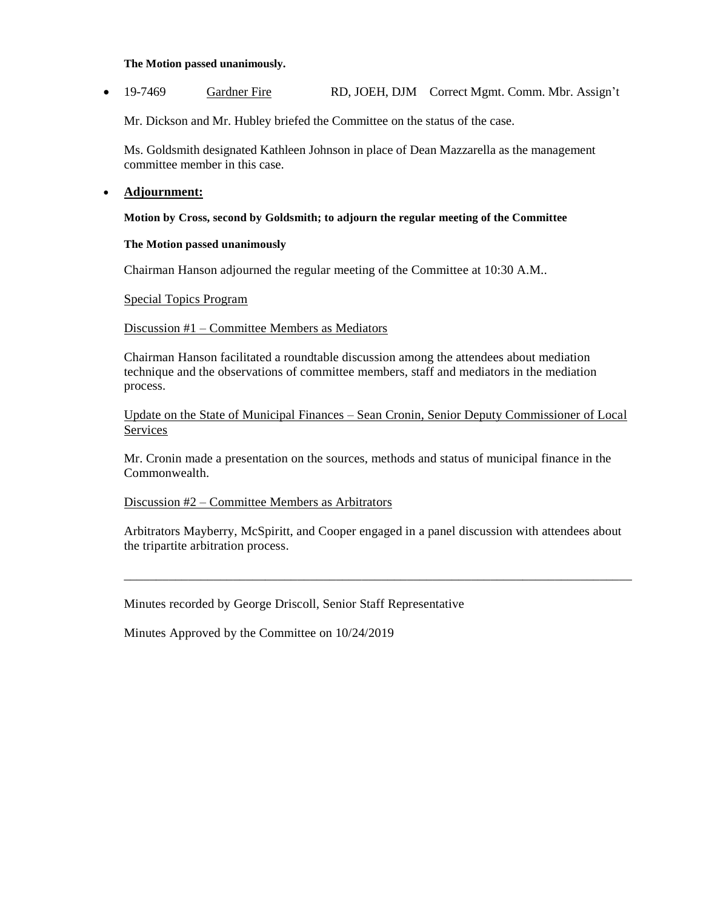**The Motion passed unanimously.**

- 19-7469 Gardner Fire RD, JOEH, DJM Correct Mgmt. Comm. Mbr. Assign't

  Mr. Dickson and Mr. Hubley briefed the Committee on the status of the case.

  Ms. Goldsmith designated Kathleen Johnson in place of Dean Mazzarella as the management committee member in this case.

- **Adjournment:**

  **Motion by Cross, second by Goldsmith; to adjourn the regular meeting of the Committee**

  **The Motion passed unanimously**

  Chairman Hanson adjourned the regular meeting of the Committee at 10:30 A.M..

  Special Topics Program

  Discussion #1 – Committee Members as Mediators

  Chairman Hanson facilitated a roundtable discussion among the attendees about mediation technique and the observations of committee members, staff and mediators in the mediation process.

  Update on the State of Municipal Finances – Sean Cronin, Senior Deputy Commissioner of Local Services

  Mr. Cronin made a presentation on the sources, methods and status of municipal finance in the Commonwealth.

  Discussion #2 – Committee Members as Arbitrators

  Arbitrators Mayberry, McSpiritt, and Cooper engaged in a panel discussion with attendees about the tripartite arbitration process.

---

Minutes recorded by George Driscoll, Senior Staff Representative

Minutes Approved by the Committee on 10/24/2019